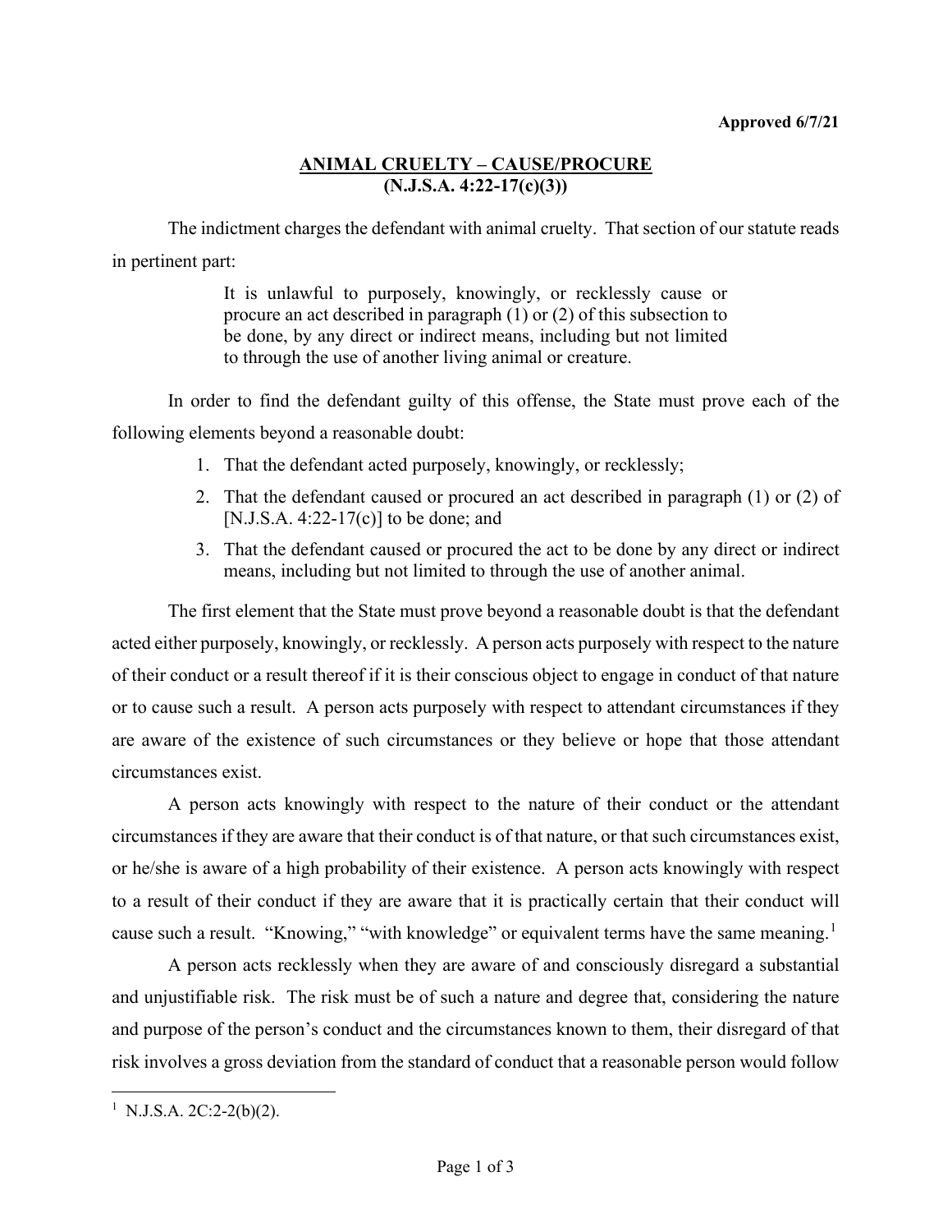**Approved 6/7/21**

# ANIMAL CRUELTY – CAUSE/PROCURE (N.J.S.A. 4:22-17(c)(3))

The indictment charges the defendant with animal cruelty. That section of our statute reads in pertinent part:

> It is unlawful to purposely, knowingly, or recklessly cause or procure an act described in paragraph (1) or (2) of this subsection to be done, by any direct or indirect means, including but not limited to through the use of another living animal or creature.

In order to find the defendant guilty of this offense, the State must prove each of the following elements beyond a reasonable doubt:

1. That the defendant acted purposely, knowingly, or recklessly;
2. That the defendant caused or procured an act described in paragraph (1) or (2) of [N.J.S.A. 4:22-17(c)] to be done; and
3. That the defendant caused or procured the act to be done by any direct or indirect means, including but not limited to through the use of another animal.

The first element that the State must prove beyond a reasonable doubt is that the defendant acted either purposely, knowingly, or recklessly. A person acts purposely with respect to the nature of their conduct or a result thereof if it is their conscious object to engage in conduct of that nature or to cause such a result. A person acts purposely with respect to attendant circumstances if they are aware of the existence of such circumstances or they believe or hope that those attendant circumstances exist.

A person acts knowingly with respect to the nature of their conduct or the attendant circumstances if they are aware that their conduct is of that nature, or that such circumstances exist, or he/she is aware of a high probability of their existence. A person acts knowingly with respect to a result of their conduct if they are aware that it is practically certain that their conduct will cause such a result. "Knowing," "with knowledge" or equivalent terms have the same meaning.[1]

A person acts recklessly when they are aware of and consciously disregard a substantial and unjustifiable risk. The risk must be of such a nature and degree that, considering the nature and purpose of the person's conduct and the circumstances known to them, their disregard of that risk involves a gross deviation from the standard of conduct that a reasonable person would follow

[1] N.J.S.A. 2C:2-2(b)(2).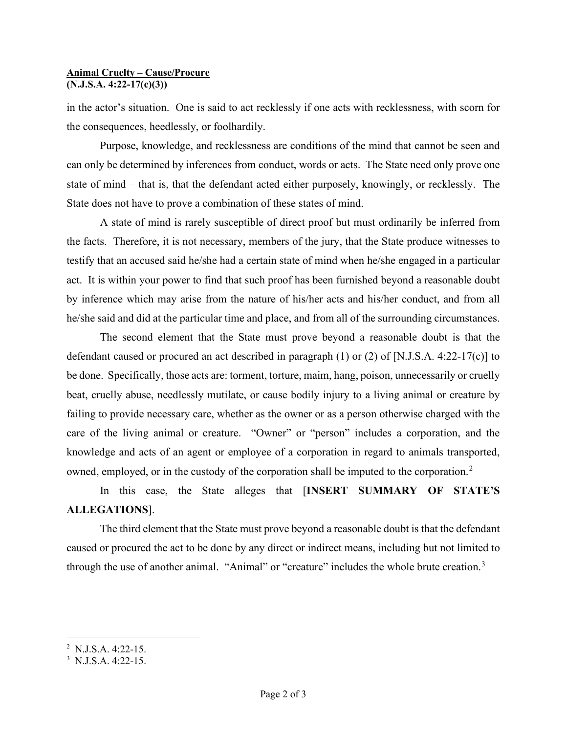in the actor's situation. One is said to act recklessly if one acts with recklessness, with scorn for the consequences, heedlessly, or foolhardily.

Purpose, knowledge, and recklessness are conditions of the mind that cannot be seen and can only be determined by inferences from conduct, words or acts. The State need only prove one state of mind – that is, that the defendant acted either purposely, knowingly, or recklessly. The State does not have to prove a combination of these states of mind.

A state of mind is rarely susceptible of direct proof but must ordinarily be inferred from the facts. Therefore, it is not necessary, members of the jury, that the State produce witnesses to testify that an accused said he/she had a certain state of mind when he/she engaged in a particular act. It is within your power to find that such proof has been furnished beyond a reasonable doubt by inference which may arise from the nature of his/her acts and his/her conduct, and from all he/she said and did at the particular time and place, and from all of the surrounding circumstances.

The second element that the State must prove beyond a reasonable doubt is that the defendant caused or procured an act described in paragraph (1) or (2) of [N.J.S.A. 4:22-17(c)] to be done. Specifically, those acts are: torment, torture, maim, hang, poison, unnecessarily or cruelly beat, cruelly abuse, needlessly mutilate, or cause bodily injury to a living animal or creature by failing to provide necessary care, whether as the owner or as a person otherwise charged with the care of the living animal or creature. "Owner" or "person" includes a corporation, and the knowledge and acts of an agent or employee of a corporation in regard to animals transported, owned, employed, or in the custody of the corporation shall be imputed to the corporation.[2]

In this case, the State alleges that [**INSERT SUMMARY OF STATE'S ALLEGATIONS**].

The third element that the State must prove beyond a reasonable doubt is that the defendant caused or procured the act to be done by any direct or indirect means, including but not limited to through the use of another animal. "Animal" or "creature" includes the whole brute creation.[3]

---

[2] N.J.S.A. 4:22-15.

[3] N.J.S.A. 4:22-15.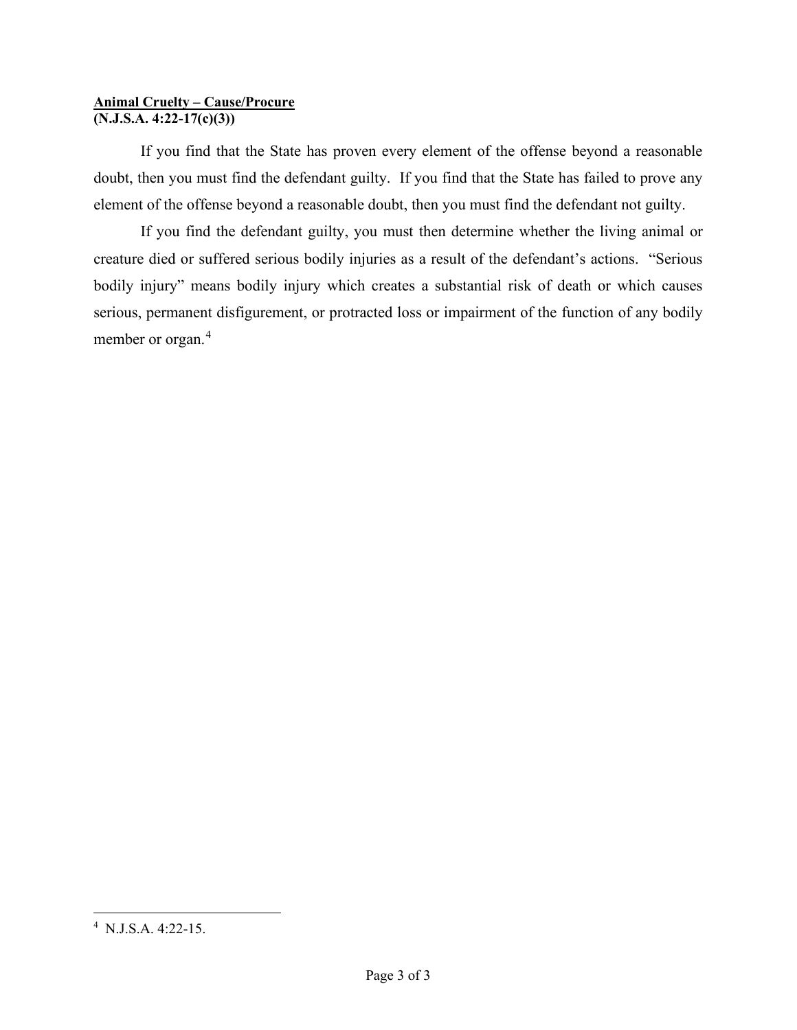**<u>Animal Cruelty – Cause/Procure</u>**
**<u>(N.J.S.A. 4:22-17(c)(3))</u>**

If you find that the State has proven every element of the offense beyond a reasonable doubt, then you must find the defendant guilty. If you find that the State has failed to prove any element of the offense beyond a reasonable doubt, then you must find the defendant not guilty.

If you find the defendant guilty, you must then determine whether the living animal or creature died or suffered serious bodily injuries as a result of the defendant's actions. "Serious bodily injury" means bodily injury which creates a substantial risk of death or which causes serious, permanent disfigurement, or protracted loss or impairment of the function of any bodily member or organ.[4]

---

[4] N.J.S.A. 4:22-15.